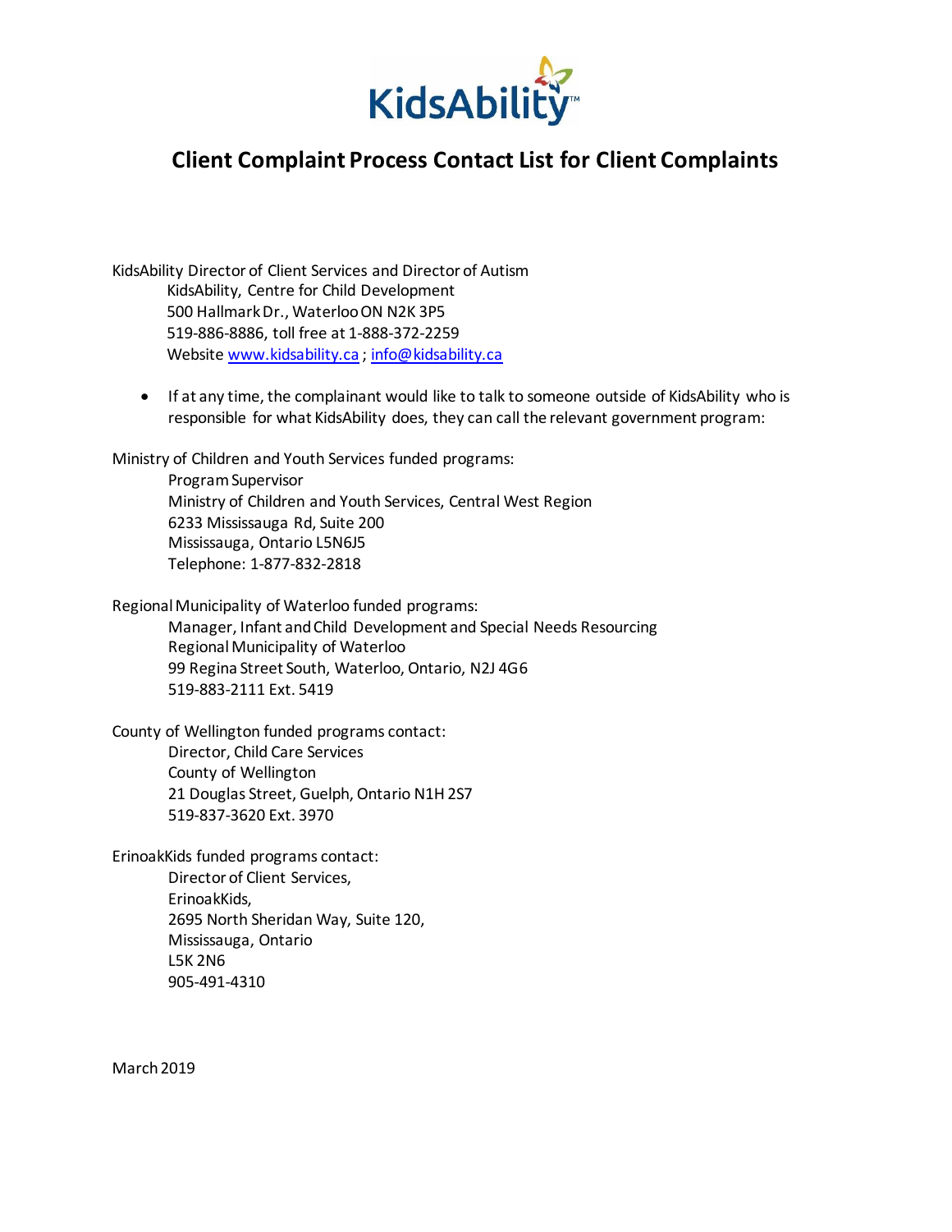KidsAbility

# Client Complaint Process Contact List for Client Complaints

KidsAbility Director of Client Services and Director of Autism
KidsAbility, Centre for Child Development
500 Hallmark Dr., Waterloo ON N2K 3P5
519-886-8886, toll free at 1-888-372-2259
Website www.kidsability.ca ; info@kidsability.ca

- If at any time, the complainant would like to talk to someone outside of KidsAbility who is responsible for what KidsAbility does, they can call the relevant government program:

Ministry of Children and Youth Services funded programs:
Program Supervisor
Ministry of Children and Youth Services, Central West Region
6233 Mississauga Rd, Suite 200
Mississauga, Ontario L5N6J5
Telephone: 1-877-832-2818

Regional Municipality of Waterloo funded programs:
Manager, Infant and Child Development and Special Needs Resourcing
Regional Municipality of Waterloo
99 Regina Street South, Waterloo, Ontario, N2J 4G6
519-883-2111 Ext. 5419

County of Wellington funded programs contact:
Director, Child Care Services
County of Wellington
21 Douglas Street, Guelph, Ontario N1H 2S7
519-837-3620 Ext. 3970

ErinoakKids funded programs contact:
Director of Client Services,
ErinoakKids,
2695 North Sheridan Way, Suite 120,
Mississauga, Ontario
L5K 2N6
905-491-4310

March 2019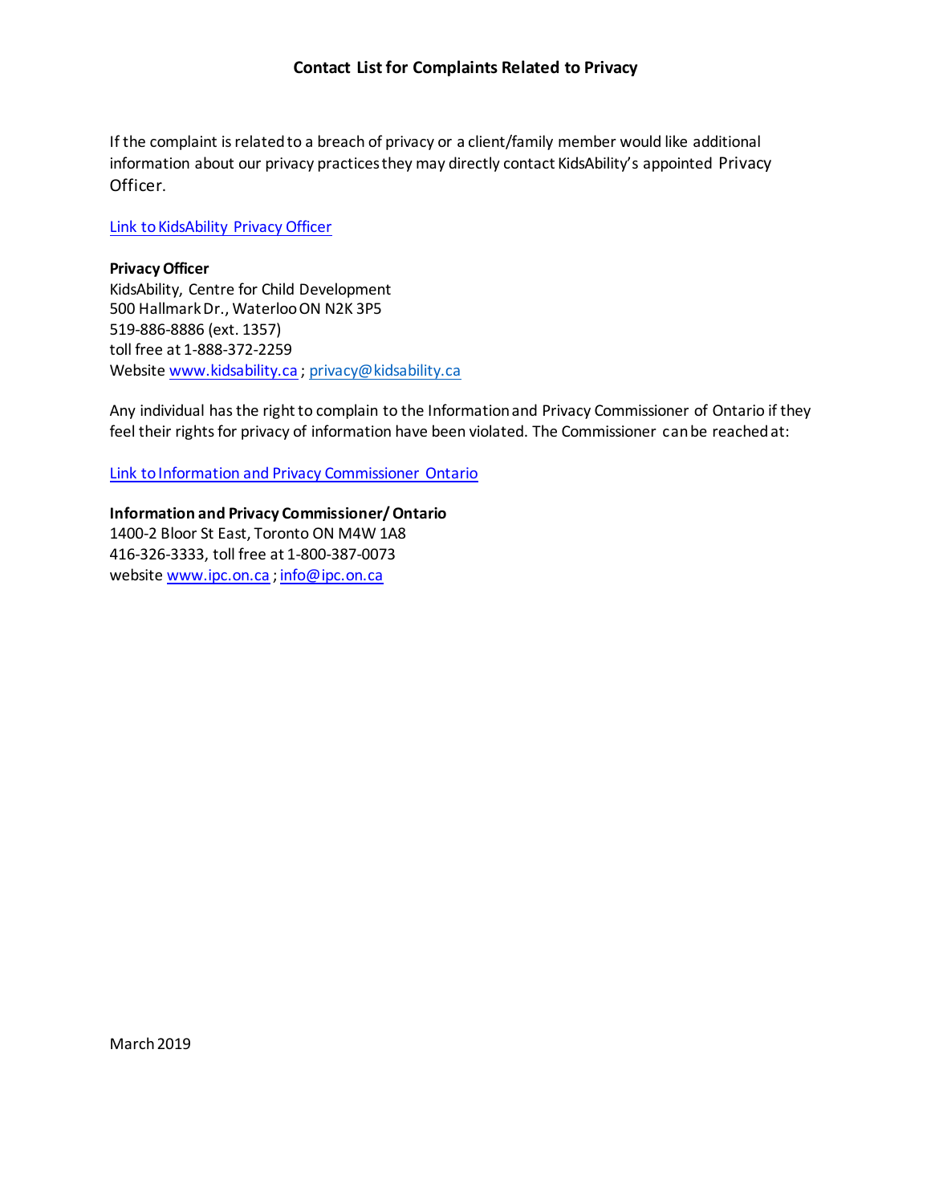## Contact List for Complaints Related to Privacy

If the complaint is related to a breach of privacy or a client/family member would like additional information about our privacy practices they may directly contact KidsAbility's appointed Privacy Officer.

Link to KidsAbility Privacy Officer

**Privacy Officer**
KidsAbility, Centre for Child Development
500 Hallmark Dr., Waterloo ON N2K 3P5
519-886-8886 (ext. 1357)
toll free at 1-888-372-2259
Website www.kidsability.ca ; privacy@kidsability.ca

Any individual has the right to complain to the Information and Privacy Commissioner of Ontario if they feel their rights for privacy of information have been violated. The Commissioner can be reached at:

Link to Information and Privacy Commissioner Ontario

**Information and Privacy Commissioner/ Ontario**
1400-2 Bloor St East, Toronto ON M4W 1A8
416-326-3333, toll free at 1-800-387-0073
website www.ipc.on.ca ; info@ipc.on.ca

March 2019